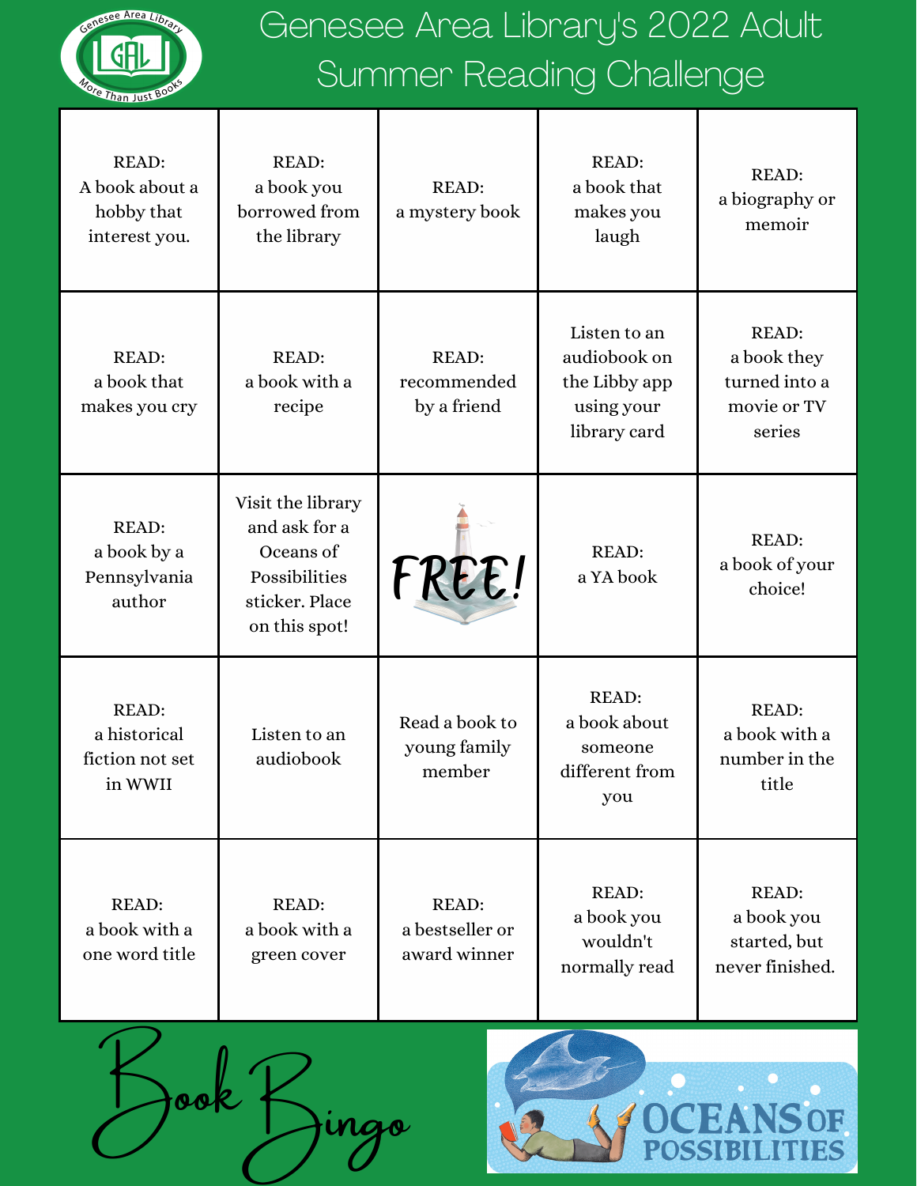# Genesee Area Library's 2022 Adult Summer Reading Challenge

| | | | | |
|---|---|---|---|---|
| READ: A book about a hobby that interest you. | READ: a book you borrowed from the library | READ: a mystery book | READ: a book that makes you laugh | READ: a biography or memoir |
| READ: a book that makes you cry | READ: a book with a recipe | READ: recommended by a friend | Listen to an audiobook on the Libby app using your library card | READ: a book they turned into a movie or TV series |
| READ: a book by a Pennsylvania author | Visit the library and ask for a Oceans of Possibilities sticker. Place on this spot! | FREE! | READ: a YA book | READ: a book of your choice! |
| READ: a historical fiction not set in WWII | Listen to an audiobook | Read a book to young family member | READ: a book about someone different from you | READ: a book with a number in the title |
| READ: a book with a one word title | READ: a book with a green cover | READ: a bestseller or award winner | READ: a book you wouldn't normally read | READ: a book you started, but never finished. |

Book Bingo

OCEANS OF POSSIBILITIES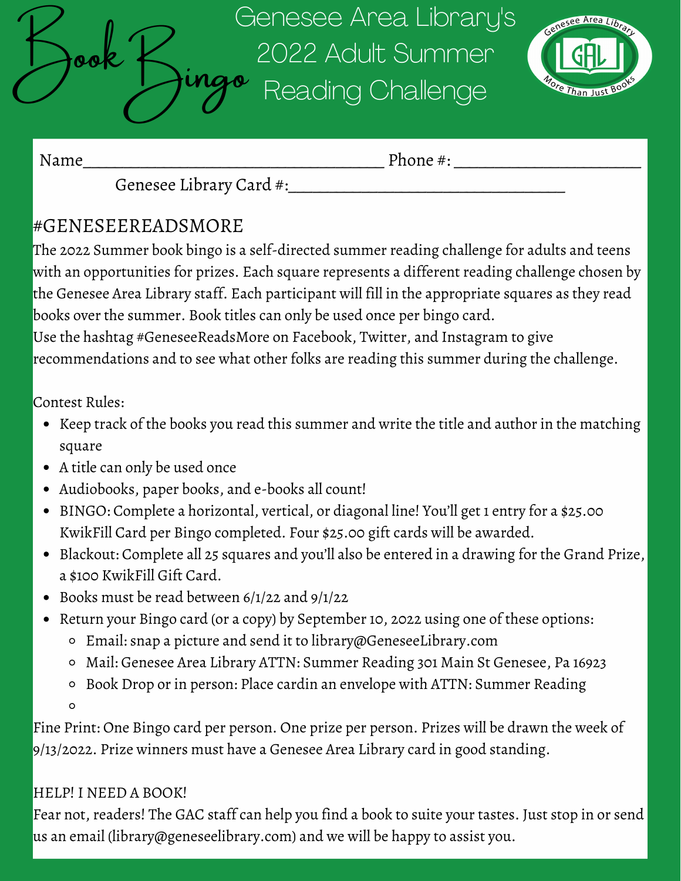# Book Bingo

## Genesee Area Library's 2022 Adult Summer Reading Challenge

Genesee Area Library

GAL

More Than Just Books

Name_________________________________ Phone #: ______________________

Genesee Library Card #:________________________________

#GENESEEREADSMORE

The 2022 Summer book bingo is a self-directed summer reading challenge for adults and teens with an opportunities for prizes. Each square represents a different reading challenge chosen by the Genesee Area Library staff. Each participant will fill in the appropriate squares as they read books over the summer. Book titles can only be used once per bingo card.

Use the hashtag #GeneseeReadsMore on Facebook, Twitter, and Instagram to give recommendations and to see what other folks are reading this summer during the challenge.

Contest Rules:

- Keep track of the books you read this summer and write the title and author in the matching square
- A title can only be used once
- Audiobooks, paper books, and e-books all count!
- BINGO: Complete a horizontal, vertical, or diagonal line! You'll get 1 entry for a $25.00 KwikFill Card per Bingo completed. Four $25.00 gift cards will be awarded.
- Blackout: Complete all 25 squares and you'll also be entered in a drawing for the Grand Prize, a $100 KwikFill Gift Card.
- Books must be read between 6/1/22 and 9/1/22
- Return your Bingo card (or a copy) by September 10, 2022 using one of these options:
  - Email: snap a picture and send it to library@GeneseeLibrary.com
  - Mail: Genesee Area Library ATTN: Summer Reading 301 Main St Genesee, Pa 16923
  - Book Drop or in person: Place cardin an envelope with ATTN: Summer Reading

Fine Print: One Bingo card per person. One prize per person. Prizes will be drawn the week of 9/13/2022. Prize winners must have a Genesee Area Library card in good standing.

HELP! I NEED A BOOK!

Fear not, readers! The GAC staff can help you find a book to suite your tastes. Just stop in or send us an email (library@geneseelibrary.com) and we will be happy to assist you.